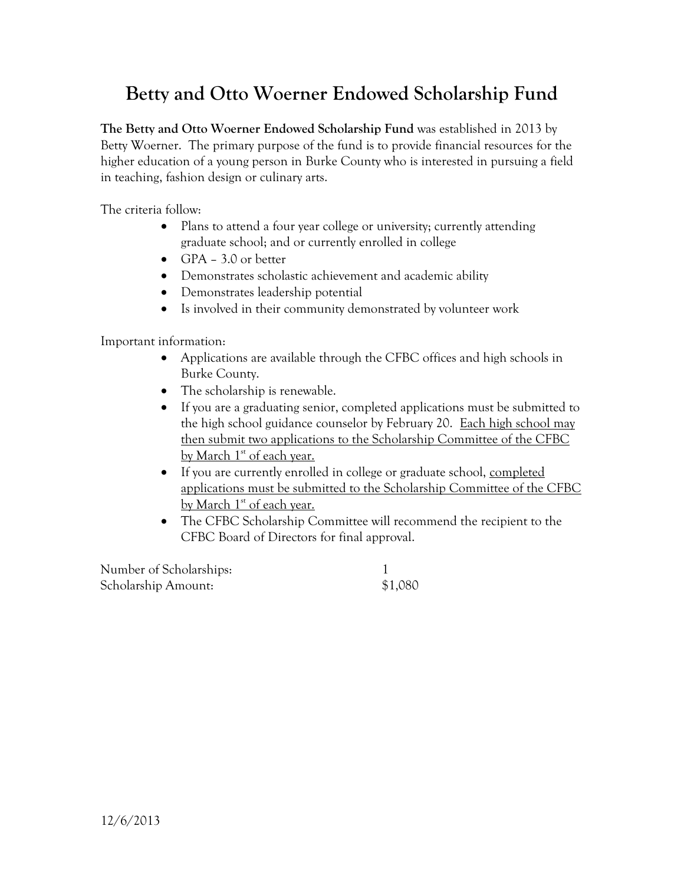# Betty and Otto Woerner Endowed Scholarship Fund

**The Betty and Otto Woerner Endowed Scholarship Fund** was established in 2013 by Betty Woerner. The primary purpose of the fund is to provide financial resources for the higher education of a young person in Burke County who is interested in pursuing a field in teaching, fashion design or culinary arts.

The criteria follow:

- Plans to attend a four year college or university; currently attending graduate school; and or currently enrolled in college
- GPA – 3.0 or better
- Demonstrates scholastic achievement and academic ability
- Demonstrates leadership potential
- Is involved in their community demonstrated by volunteer work

Important information:

- Applications are available through the CFBC offices and high schools in Burke County.
- The scholarship is renewable.
- If you are a graduating senior, completed applications must be submitted to the high school guidance counselor by February 20. <u>Each high school may then submit two applications to the Scholarship Committee of the CFBC by March 1st of each year.</u>
- If you are currently enrolled in college or graduate school, <u>completed applications must be submitted to the Scholarship Committee of the CFBC by March 1st of each year.</u>
- The CFBC Scholarship Committee will recommend the recipient to the CFBC Board of Directors for final approval.

| | |
|---|---|
| Number of Scholarships: | 1 |
| Scholarship Amount: | $1,080 |

12/6/2013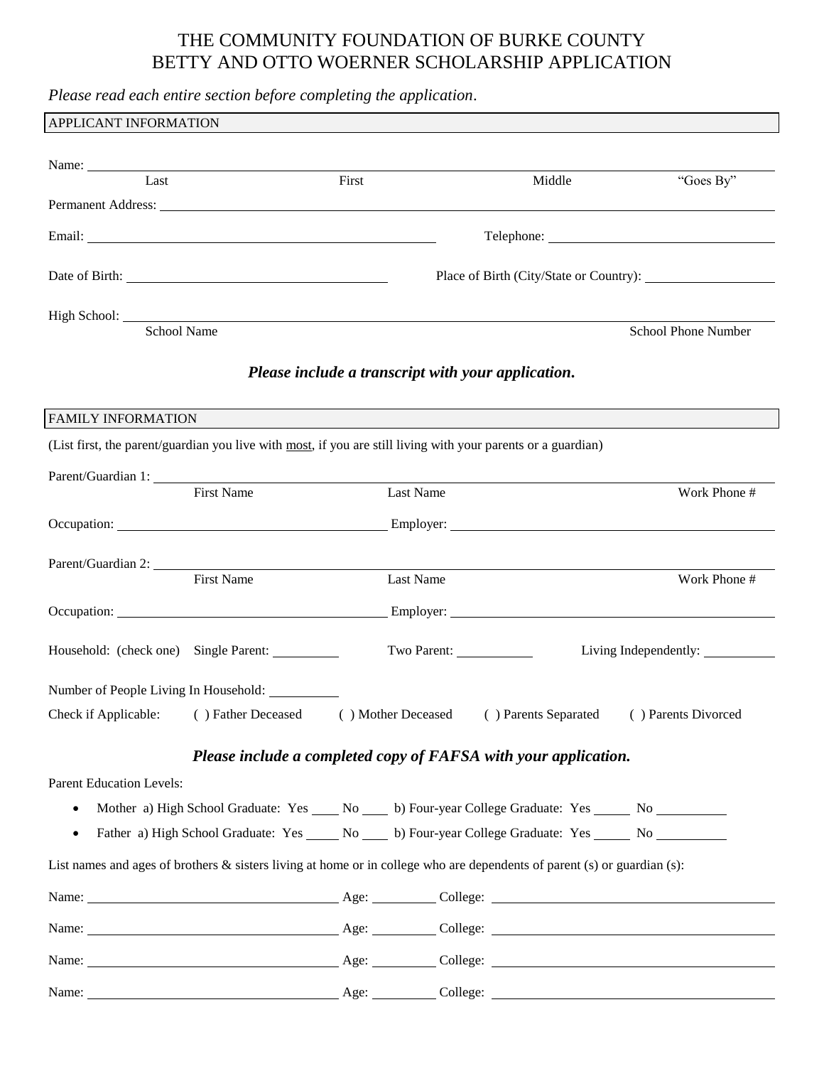# THE COMMUNITY FOUNDATION OF BURKE COUNTY
# BETTY AND OTTO WOERNER SCHOLARSHIP APPLICATION

*Please read each entire section before completing the application.*

## APPLICANT INFORMATION

Name: ______________________________________________________________________

Last | First | Middle | "Goes By"

Permanent Address: ______________________________________________________________

Email: ______________________________ Telephone: ______________________________

Date of Birth: ______________________________ Place of Birth (City/State or Country): ______________

High School: ______________________________________________________________________

School Name | School Phone Number

***Please include a transcript with your application.***

## FAMILY INFORMATION

(List first, the parent/guardian you live with <u>most</u>, if you are still living with your parents or a guardian)

Parent/Guardian 1: ______________________________________________________________

First Name | Last Name | Work Phone #

Occupation: ______________________________ Employer: ______________________________

Parent/Guardian 2: ______________________________________________________________

First Name | Last Name | Work Phone #

Occupation: ______________________________ Employer: ______________________________

Household: (check one) Single Parent: __________ Two Parent: __________ Living Independently: __________

Number of People Living In Household: __________

Check if Applicable: ( ) Father Deceased ( ) Mother Deceased ( ) Parents Separated ( ) Parents Divorced

***Please include a completed copy of FAFSA with your application.***

Parent Education Levels:

- Mother a) High School Graduate: Yes ____ No ____ b) Four-year College Graduate: Yes _____ No __________
- Father a) High School Graduate: Yes _____ No ____ b) Four-year College Graduate: Yes _____ No __________

List names and ages of brothers & sisters living at home or in college who are dependents of parent (s) or guardian (s):

Name: ______________________________ Age: _________ College: ______________________________

Name: ______________________________ Age: _________ College: ______________________________

Name: ______________________________ Age: _________ College: ______________________________

Name: ______________________________ Age: _________ College: ______________________________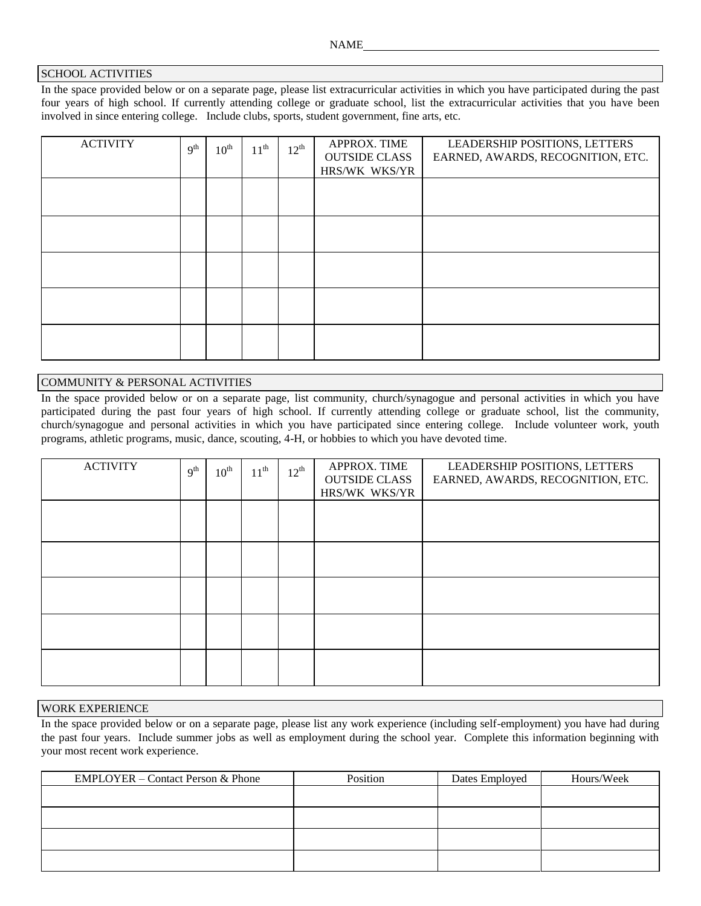NAME_______________________________________________

## SCHOOL ACTIVITIES

In the space provided below or on a separate page, please list extracurricular activities in which you have participated during the past four years of high school. If currently attending college or graduate school, list the extracurricular activities that you have been involved in since entering college. Include clubs, sports, student government, fine arts, etc.

| ACTIVITY | $9^{th}$ | $10^{th}$ | $11^{th}$ | $12^{th}$ | APPROX. TIME OUTSIDE CLASS HRS/WK WKS/YR | LEADERSHIP POSITIONS, LETTERS EARNED, AWARDS, RECOGNITION, ETC. |
|---|---|---|---|---|---|---|
| | | | | | | |
| | | | | | | |
| | | | | | | |
| | | | | | | |
| | | | | | | |

## COMMUNITY & PERSONAL ACTIVITIES

In the space provided below or on a separate page, list community, church/synagogue and personal activities in which you have participated during the past four years of high school. If currently attending college or graduate school, list the community, church/synagogue and personal activities in which you have participated since entering college. Include volunteer work, youth programs, athletic programs, music, dance, scouting, 4-H, or hobbies to which you have devoted time.

| ACTIVITY | $9^{th}$ | $10^{th}$ | $11^{th}$ | $12^{th}$ | APPROX. TIME OUTSIDE CLASS HRS/WK WKS/YR | LEADERSHIP POSITIONS, LETTERS EARNED, AWARDS, RECOGNITION, ETC. |
|---|---|---|---|---|---|---|
| | | | | | | |
| | | | | | | |
| | | | | | | |
| | | | | | | |
| | | | | | | |

## WORK EXPERIENCE

In the space provided below or on a separate page, please list any work experience (including self-employment) you have had during the past four years. Include summer jobs as well as employment during the school year. Complete this information beginning with your most recent work experience.

| EMPLOYER – Contact Person & Phone | Position | Dates Employed | Hours/Week |
|---|---|---|---|
| | | | |
| | | | |
| | | | |
| | | | |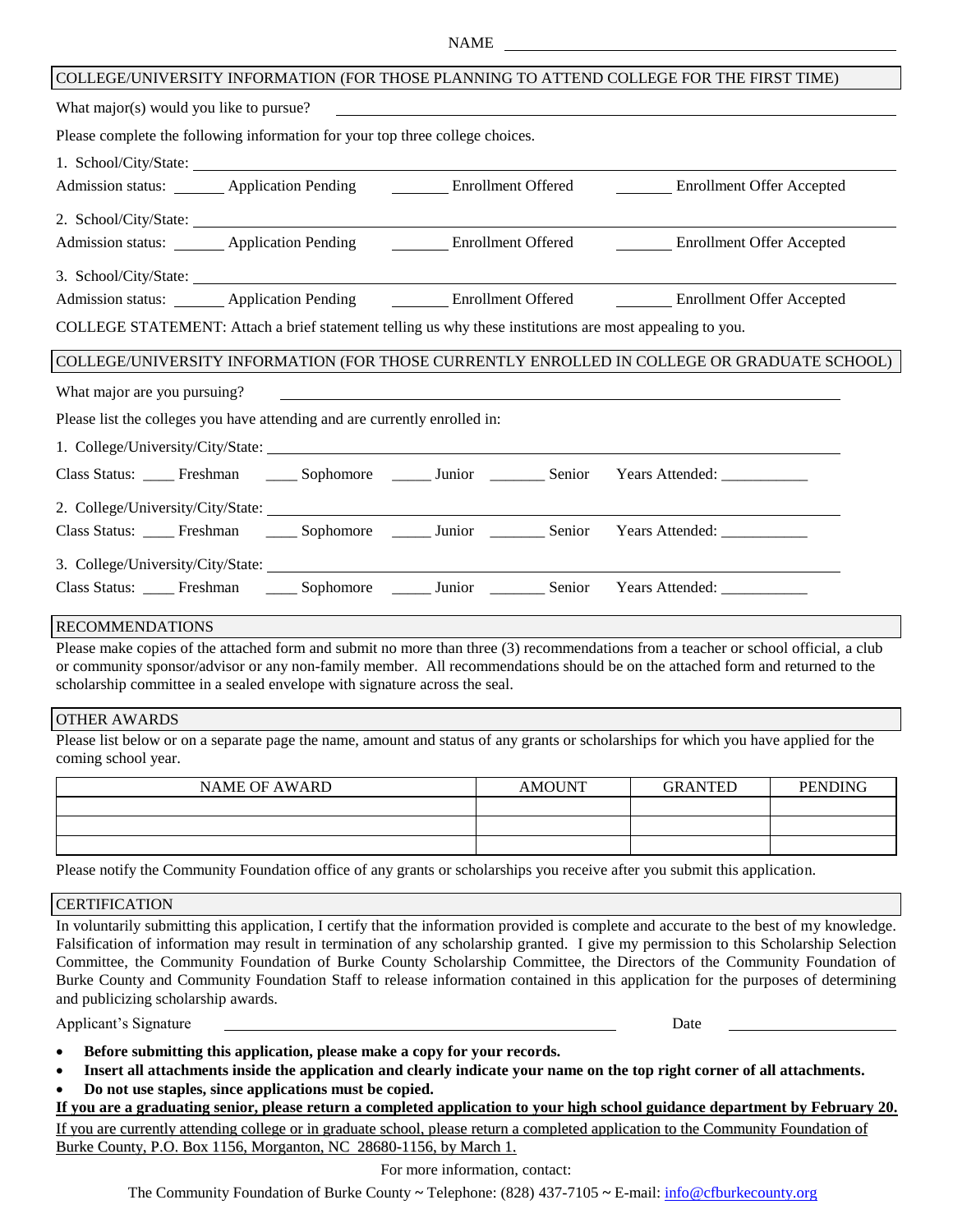NAME ______________________________

## COLLEGE/UNIVERSITY INFORMATION (FOR THOSE PLANNING TO ATTEND COLLEGE FOR THE FIRST TIME)

What major(s) would you like to pursue? ______________________________

Please complete the following information for your top three college choices.

1. School/City/State: ______________________________

Admission status: _______ Application Pending _______ Enrollment Offered _______ Enrollment Offer Accepted

2. School/City/State: ______________________________

Admission status: _______ Application Pending _______ Enrollment Offered _______ Enrollment Offer Accepted

3. School/City/State: ______________________________

Admission status: _______ Application Pending _______ Enrollment Offered _______ Enrollment Offer Accepted

COLLEGE STATEMENT: Attach a brief statement telling us why these institutions are most appealing to you.

## COLLEGE/UNIVERSITY INFORMATION (FOR THOSE CURRENTLY ENROLLED IN COLLEGE OR GRADUATE SCHOOL)

What major are you pursuing? ______________________________

Please list the colleges you have attending and are currently enrolled in:

1. College/University/City/State: ______________________________

Class Status: ____ Freshman ____ Sophomore _____ Junior _______ Senior Years Attended: ___________

2. College/University/City/State: ______________________________

Class Status: ____ Freshman ____ Sophomore _____ Junior _______ Senior Years Attended: ___________

3. College/University/City/State: ______________________________

Class Status: ____ Freshman ____ Sophomore _____ Junior _______ Senior Years Attended: ___________

## RECOMMENDATIONS

Please make copies of the attached form and submit no more than three (3) recommendations from a teacher or school official, a club or community sponsor/advisor or any non-family member. All recommendations should be on the attached form and returned to the scholarship committee in a sealed envelope with signature across the seal.

## OTHER AWARDS

Please list below or on a separate page the name, amount and status of any grants or scholarships for which you have applied for the coming school year.

| NAME OF AWARD | AMOUNT | GRANTED | PENDING |
|---|---|---|---|
| | | | |
| | | | |
| | | | |

Please notify the Community Foundation office of any grants or scholarships you receive after you submit this application.

## CERTIFICATION

In voluntarily submitting this application, I certify that the information provided is complete and accurate to the best of my knowledge. Falsification of information may result in termination of any scholarship granted. I give my permission to this Scholarship Selection Committee, the Community Foundation of Burke County Scholarship Committee, the Directors of the Community Foundation of Burke County and Community Foundation Staff to release information contained in this application for the purposes of determining and publicizing scholarship awards.

Applicant's Signature ______________________________ Date ______________

- **Before submitting this application, please make a copy for your records.**
- **Insert all attachments inside the application and clearly indicate your name on the top right corner of all attachments.**
- **Do not use staples, since applications must be copied.**

**If you are a graduating senior, please return a completed application to your high school guidance department by February 20.**

If you are currently attending college or in graduate school, please return a completed application to the Community Foundation of Burke County, P.O. Box 1156, Morganton, NC 28680-1156, by March 1.

For more information, contact:

The Community Foundation of Burke County ~ Telephone: (828) 437-7105 ~ E-mail: info@cfburkecounty.org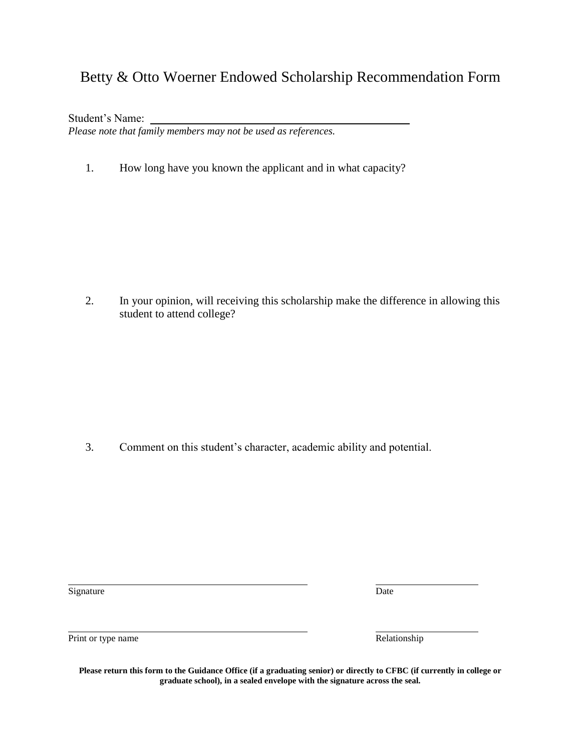# Betty & Otto Woerner Endowed Scholarship Recommendation Form

Student's Name: ______________________________________________

*Please note that family members may not be used as references.*

1. How long have you known the applicant and in what capacity?

2. In your opinion, will receiving this scholarship make the difference in allowing this student to attend college?

3. Comment on this student's character, academic ability and potential.

______________________________________________ ____________________

Signature Date

______________________________________________ ____________________

Print or type name Relationship

**Please return this form to the Guidance Office (if a graduating senior) or directly to CFBC (if currently in college or graduate school), in a sealed envelope with the signature across the seal.**